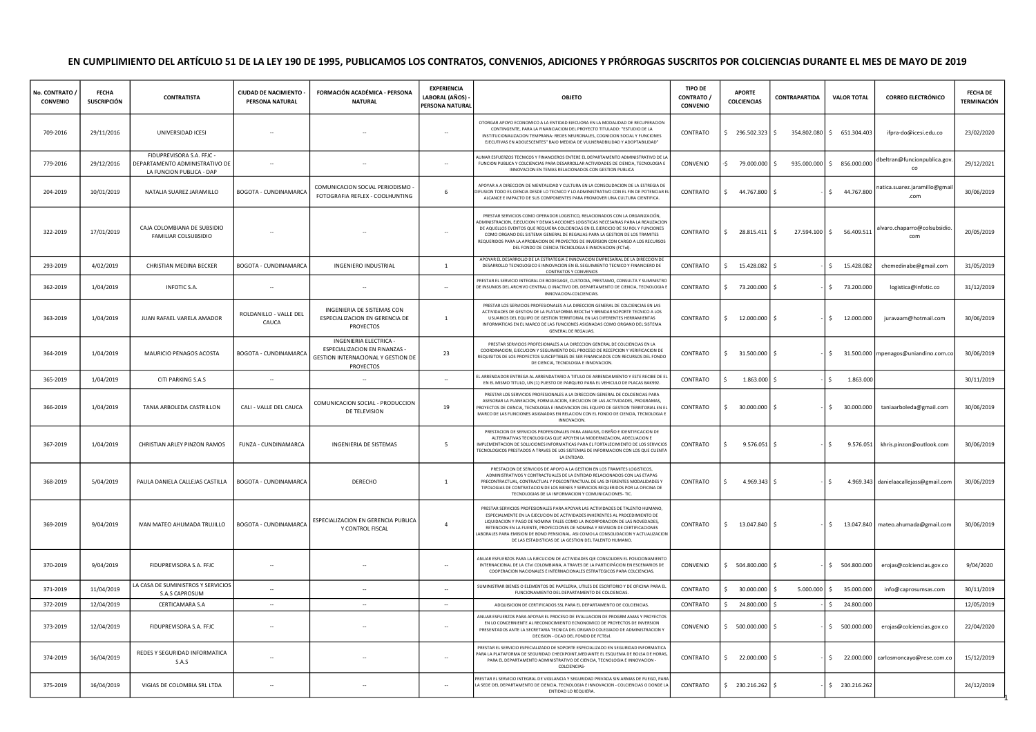# EN CUMPLIMIENTO DEL ARTÍCULO 51 DE LA LEY 190 DE 1995, PUBLICAMOS LOS CONTRATOS, CONVENIOS, ADICIONES Y PRÓRROGAS SUSCRITOS POR COLCIENCIAS DURANTE EL MES DE MAYO DE 2019

| No. CONTRATO / CONVENIO | FECHA SUSCRIPCIÓN | CONTRATISTA | CIUDAD DE NACIMIENTO - PERSONA NATURAL | FORMACIÓN ACADÉMICA - PERSONA NATURAL | EXPERIENCIA LABORAL (AÑOS) - PERSONA NATURAL | OBJETO | TIPO DE CONTRATO / CONVENIO | APORTE COLCIENCIAS | CONTRAPARTIDA | VALOR TOTAL | CORREO ELECTRÓNICO | FECHA DE TERMINACIÓN |
|---|---|---|---|---|---|---|---|---|---|---|---|---|
| 709-2016 | 29/11/2016 | UNIVERSIDAD ICESI | -- | -- | -- | OTORGAR APOYO ECONOMICO A LA ENTIDAD EJECUTORA EN LA MODALIDAD DE RECUPERACION CONTINGENTE, PARA LA FINANCIACION DEL PROYECTO TITULADO: "ESTUDIO DE LA INSTITUCIONALIZACION TEMPRANA: REDES NEURONALES, COGNICION SOCIAL Y FUNCIONES EJECUTIVAS EN ADOLESCENTES" BAJO MEDIDA DE VULNERADBILIDAD Y ADOPTABILIDAD" | CONTRATO | $ 296.502.323 | $ 354.802.080 | $ 651.304.403 | ifpra-do@icesi.edu.co | 23/02/2020 |
| 779-2016 | 29/12/2016 | FIDUPREVISORA S.A. FFJC - DEPARTAMENTO ADMINISTRATIVO DE LA FUNCION PUBLICA - DAP | -- | -- | -- | AUNAR ESFUERZOS TECNICOS Y FINANCIEROS ENTERE EL DEPARTAMENTO ADMINISTRATIVO DE LA FUNCION PUBLICA Y COLCIENCIAS PARA DESARROLLAR ACTIVIDADES DE CIENCIA, TECNOLOGIA E INNOVACION EN TEMAS RELACIONADOS CON GESTION PUBLICA | CONVENIO | -$ 79.000.000 | $ 935.000.000 | $ 856.000.000 | dbeltran@funcionpublica.gov.co | 29/12/2021 |
| 204-2019 | 10/01/2019 | NATALIA SUAREZ JARAMILLO | BOGOTA - CUNDINAMARCA | COMUNICACION SOCIAL PERIODISMO - FOTOGRAFIA REFLEX - COOLHUNTING | 6 | APOYAR A A DIRECCION DE MENTALIDAD Y CULTURA EN LA CONSOLIDACION DE LA ESTREGIA DE DIFUSION TODO ES CIENCIA DESDE LO TECNICO Y LO ADMINISTRATIVO CON EL FIN DE POTENCIAR EL ALCANCE E IMPACTO DE SUS COMPONENTES PARA PROMOVER UNA CULTURA CIENTIFICA. | CONTRATO | $ 44.767.800 | $ - | $ 44.767.800 | natica.suarez.jaramillo@gmail.com | 30/06/2019 |
| 322-2019 | 17/01/2019 | CAJA COLOMBIANA DE SUBSIDIO FAMILIAR COLSUBSIDIO | -- | -- | -- | PRESTAR SERVICIOS COMO OPERADOR LOGISTICO, RELACIONADOS CON LA ORGANIZACIÓN, ADMINISTRACION, EJECUCION Y DEMAS ACCIONES LOGISTICAS NECESARIAS PARA LA REALIZACION DE AQUELLOS EVENTOS QUE REQUIERA COLCIENCIAS EN EL EJERCICIO DE SU ROL Y FUNCIONES COMO ORGANO DEL SISTEMA GENERAL DE REGALIAS PARA LA GESTION DE LOS TRAMITES REQUERIDOS PARA LA APROBACION DE PROYECTOS DE INVERSION CON CARGO A LOS RECURSOS DEL FONDO DE CIENCIA TECNOLOGIA E INNOVACION (FCTeI). | CONTRATO | $ 28.815.411 | $ 27.594.100 | $ 56.409.511 | alvaro.chaparro@colsubsidio.com | 20/05/2019 |
| 293-2019 | 4/02/2019 | CHRISTIAN MEDINA BECKER | BOGOTA - CUNDINAMARCA | INGENIERO INDUSTRIAL | 1 | APOYAR EL DESARROLLO DE LA ESTRATEGIA E INNOVACION EMPRESARIAL DE LA DIRECCION DE DESARROLLO TECNOLOGICO E INNOVACION EN EL SEGUIMIENTO TECNICO Y FINANCIERO DE CONTRATOS Y CONVENIOS | CONTRATO | $ 15.428.082 | $ - | $ 15.428.082 | chemedinabe@gmail.com | 31/05/2019 |
| 362-2019 | 1/04/2019 | INFOTIC S.A. | -- | -- | -- | PRESTAR EL SERVICIO INTEGRAL DE BODEGAGE, CUSTODIA, PRESTAMO, CONSULTA Y SUMINISTRO DE INSUMOS DEL ARCHIVO CENTRAL O INACTIVO DEL DEPARTAMENTO DE CIENCIA, TECNOLOGIA E INNOVACION-COLCIENCIAS. | CONTRATO | $ 73.200.000 | $ - | $ 73.200.000 | logistica@infotic.co | 31/12/2019 |
| 363-2019 | 1/04/2019 | JUAN RAFAEL VARELA AMADOR | ROLDANILLO - VALLE DEL CAUCA | INGENIERIA DE SISTEMAS CON ESPECIALIZACION EN GERENCIA DE PROYECTOS | 1 | PRESTAR LOS SERVICIOS PROFESIONALES A LA DIRECCION GENERAL DE COLCIENCIAS EN LAS ACTIVIDADES DE GESTION DE LA PLATAFORMA REDCTeI Y BRINDAR SOPORTE TECNICO A LOS USUARIOS DEL EQUIPO DE GESTION TERRITORIAL EN LAS DIFERENTES HERRAMIENTAS INFORMATICAS EN EL MARCO DE LAS FUNCIONES ASIGNADAS COMO ORGANO DEL SISTEMA GENERAL DE REGALIAS. | CONTRATO | $ 12.000.000 | $ - | $ 12.000.000 | juravaam@hotmail.com | 30/06/2019 |
| 364-2019 | 1/04/2019 | MAURICIO PENAGOS ACOSTA | BOGOTA - CUNDINAMARCA | INGENIERIA ELECTRICA - ESPECIALIZACION EN FINANZAS - GESTION INTERNACIONAL Y GESTION DE PROYECTOS | 23 | PRESTAR SERVICIOS PROFESIONALES A LA DIRECCION GENERAL DE COLCIENCIAS EN LA COORDINACION, EJECUCION Y SEGUIMIENTO DEL PROCESO DE RECEPCION Y VERIFICACION DE REQUISITOS DE LOS PROYECTOS SUSCEPTIBLES DE SER FINANCIADOS CON RECURSOS DEL FONDO DE CIENCIA, TECNOLOGIA E INNOVACION. | CONTRATO | $ 31.500.000 | $ - | $ 31.500.000 | mpenagos@uniandino.com.co | 30/06/2019 |
| 365-2019 | 1/04/2019 | CITI PARKING S.A.S | -- | -- | -- | EL ARRENDADOR ENTREGA AL ARRENDATARIO A TITULO DE ARRENDAMIENTO Y ESTE RECIBE DE EL EN EL MISMO TITULO, UN (1) PUESTO DE PARQUEO PARA EL VEHICULO DE PLACAS BAK992. | CONTRATO | $ 1.863.000 | $ - | $ 1.863.000 | | 30/11/2019 |
| 366-2019 | 1/04/2019 | TANIA ARBOLEDA CASTRILLON | CALI - VALLE DEL CAUCA | COMUNICACION SOCIAL - PRODUCCION DE TELEVISION | 19 | PRESTAR LOS SERVICIOS PROFESIONALES A LA DIRECCION GENERAL DE COLCIENCIAS PARA ASESORAR LA PLANEACION, FORMULACION, EJECUCION DE LAS ACTIVIDADES, PROGRAMAS, PROYECTOS DE CIENCIA, TECNOLOGIA E INNOVACION DEL EQUIPO DE GESTION TERRITORIAL EN EL MARCO DE LAS FUNCIONES ASIGNADAS EN RELACION CON EL FONDO DE CIENCIA, TECNOLOGIA E INNOVACION. | CONTRATO | $ 30.000.000 | $ - | $ 30.000.000 | taniaarboleda@gmail.com | 30/06/2019 |
| 367-2019 | 1/04/2019 | CHRISTIAN ARLEY PINZON RAMOS | FUNZA - CUNDINAMARCA | INGENIERIA DE SISTEMAS | 5 | PRESTACION DE SERVICIOS PROFESIONALES PARA ANAUSIS, DISEÑO E IDENTIFICACION DE ALTERNATIVAS TECNOLOGICAS QUE APOYEN LA MODERNIZACION, ADECUACION E IMPLEMENTACION DE SOLUCIONES INFORMATICAS PARA EL FORTALECIMIENTO DE LOS SERVICIOS TECNOLOGICOS PRESTADOS A TRAVES DE LOS SISTEMAS DE INFORMACION CON LOS QUE CUENTA LA ENTIDAD. | CONTRATO | $ 9.576.051 | $ - | $ 9.576.051 | khris.pinzon@outlook.com | 30/06/2019 |
| 368-2019 | 5/04/2019 | PAULA DANIELA CALLEJAS CASTILLA | BOGOTA - CUNDINAMARCA | DERECHO | 1 | PRESTACION DE SERVICIOS DE APOYO A LA GESTION EN LOS TRAMITES LOGISTICOS, ADMINISTRATIVOS Y CONTRACTUALES DE LA ENTIDAD RELACIONADOS CON LAS ETAPAS PRECONTRACTUAL, CONTRACTUAL Y POSCONTRACTUAL DE LAS DIFERENTES MODALIDADES Y TIPOLOGIAS DE CONTRATACION DE LOS BIENES Y SERVICIOS REQUERIDOS POR LA OFICINA DE TECNOLOGIAS DE LA INFORMACION Y COMUNICACIONES- TIC. | CONTRATO | $ 4.969.343 | $ - | $ 4.969.343 | danielaacallejass@gmail.com | 30/06/2019 |
| 369-2019 | 9/04/2019 | IVAN MATEO AHUMADA TRUJILLO | BOGOTA - CUNDINAMARCA | ESPECIALIZACION EN GERENCIA PUBLICA Y CONTROL FISCAL | 4 | PRESTAR SERVICIOS PROFESIONALES PARA APOYAR LAS ACTIVIDADES DE TALENTO HUMANO, ESPECIALMENTE EN LA EJECUCION DE ACTIVIDADES INHERENTES AL PROCEDIMIENTO DE LIQUIDACION Y PAGO DE NOMINA TALES COMO LA INCORPORACION DE LAS NOVEDADES, RETENCION EN LA FUENTE, PROYECCIONES DE NOMINA Y REVISION DE CERTIFICACIONES LABORALES PARA EMISION DE BONO PENSIONAL. ASI COMO LA CONSOLIDACION Y ACTUALIZACION DE LAS ESTADISTICAS DE LA GESTION DEL TALENTO HUMANO. | CONTRATO | $ 13.047.840 | $ - | $ 13.047.840 | mateo.ahumada@gmail.com | 30/06/2019 |
| 370-2019 | 9/04/2019 | FIDUPREVISORA S.A. FFJC | -- | -- | -- | ANUAR ESFUERZOS PARA LA EJECUCION DE ACTIVIDADES QUE CONSOLIDEN EL POSICIONAMIENTO INTERNACIONAL DE LA CTeI COLOMBIANA, A TRAVES DE LA PARTICIPACION EN ESCENARIOS DE COOPERACION NACIONALES E INTERNACIONALES ESTRATEGICOS PARA COLCIENCIAS. | CONVENIO | $ 504.800.000 | $ - | $ 504.800.000 | erojas@colciencias.gov.co | 9/04/2020 |
| 371-2019 | 11/04/2019 | LA CASA DE SUMINISTROS Y SERVICIOS S.A.S CAPROSUM | -- | -- | -- | SUMINISTRAR BIENES O ELEMENTOS DE PAPELERIA, UTILES DE ESCRITORIO Y DE OFICINA PARA EL FUNCIONAMIENTO DEL DEPARTAMENTO DE COLCIENCIAS. | CONTRATO | $ 30.000.000 | $ 5.000.000 | $ 35.000.000 | info@caprosumsas.com | 30/11/2019 |
| 372-2019 | 12/04/2019 | CERTICAMARA S.A | -- | -- | -- | ADQUISICION DE CERTIFICADOS SSL PARA EL DEPARTAMENTO DE COLCIENCIAS. | CONTRATO | $ 24.800.000 | $ - | $ 24.800.000 | | 12/05/2019 |
| 373-2019 | 12/04/2019 | FIDUPREVISORA S.A. FFJC | -- | -- | -- | ANUAR ESFUERZOS PARA APOYAR EL PROCESO DE EVALUACION DE PROGRM AMAS Y PROYECTOS EN LO CONCERNIENTE AL RECONOCIMIENTO ECNONOMICO DE PROYECTOS DE INVERSION PRESENTADOS ANTE LA SECRETARIA TECNICA DEL ORGANO COLEGIADO DE ADMINISTRACION Y DECISION - OCAD DEL FONDO DE FCTEeI. | CONVENIO | $ 500.000.000 | $ - | $ 500.000.000 | erojas@colciencias.gov.co | 22/04/2020 |
| 374-2019 | 16/04/2019 | REDES Y SEGURIDAD INFORMATICA S.A.S | -- | -- | -- | PRESTAR EL SERVICIO ESPECIALIZADO DE SOPORTE ESPECIALIZADO EN SEGURIDAD INFORMATICA PARA LA PLATAFORMA DE SEGURIDAD CHECKPOINT,MEDIANTE EL ESQUEMA DE BOLSA DE HORAS, PARA EL DEPARTAMENTO ADMINISTRATIVO DE CIENCIA, TECNOLOGIA E INNOVACION - COLCIENCIAS- | CONTRATO | $ 22.000.000 | $ - | $ 22.000.000 | carlosmoncayo@rese.com.co | 15/12/2019 |
| 375-2019 | 16/04/2019 | VIGIAS DE COLOMBIA SRL LTDA | -- | -- | -- | PRESTAR EL SERVICIO INTEGRAL DE VIGILANCIA Y SEGURIDAD PRIVADA SIN ARMAS DE FUEGO, PARA LA SEDE DEL DEPARTAMENTO DE CIENCIA, TECNOLOGIA E INNOVACION - COLCIENCIAS O DONDE LA ENTIDAD LO REQUIERA. | CONTRATO | $ 230.216.262 | $ - | $ 230.216.262 | | 24/12/2019 |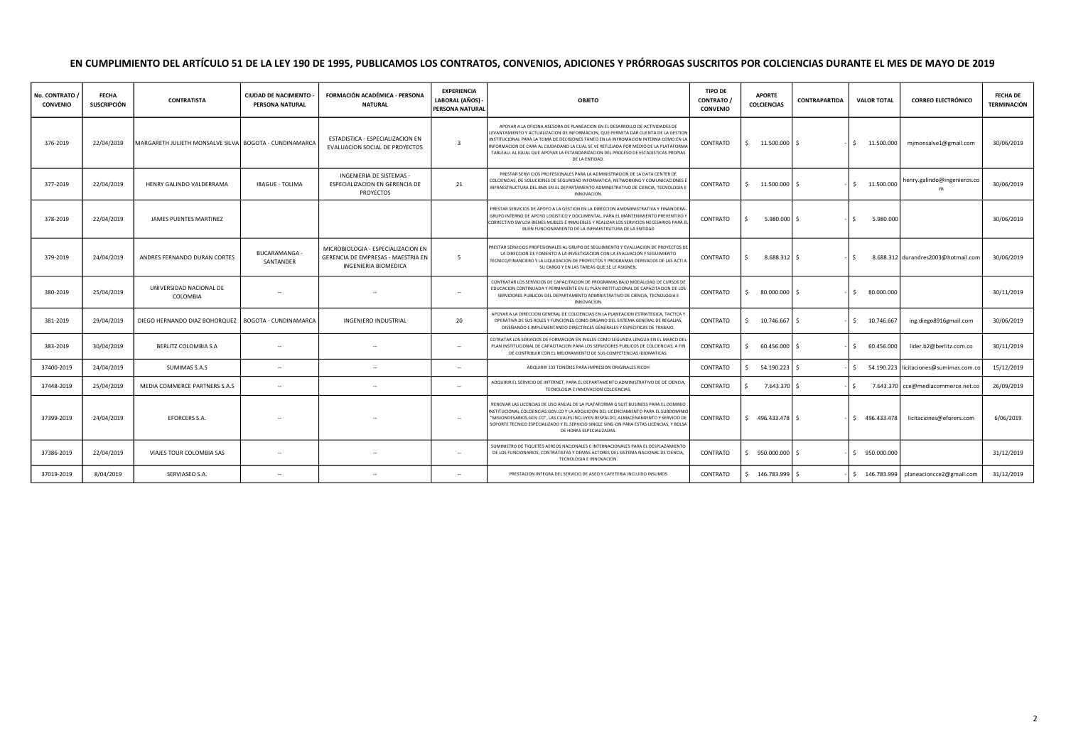# EN CUMPLIMIENTO DEL ARTÍCULO 51 DE LA LEY 190 DE 1995, PUBLICAMOS LOS CONTRATOS, CONVENIOS, ADICIONES Y PRÓRROGAS SUSCRITOS POR COLCIENCIAS DURANTE EL MES DE MAYO DE 2019

| No. CONTRATO / CONVENIO | FECHA SUSCRIPCIÓN | CONTRATISTA | CIUDAD DE NACIMIENTO - PERSONA NATURAL | FORMACIÓN ACADÉMICA - PERSONA NATURAL | EXPERIENCIA LABORAL (AÑOS) - PERSONA NATURAL | OBJETO | TIPO DE CONTRATO / CONVENIO | APORTE COLCIENCIAS | CONTRAPARTIDA | VALOR TOTAL | CORREO ELECTRÓNICO | FECHA DE TERMINACIÓN |
|---|---|---|---|---|---|---|---|---|---|---|---|---|
| 376-2019 | 22/04/2019 | MARGARETH JULIETH MONSALVE SILVA | BOGOTA - CUNDINAMARCA | ESTADISTICA - ESPECIALIZACION EN EVALUACION SOCIAL DE PROYECTOS | 3 | APOYAR A LA OFICINA ASESORA DE PLANEACION EN EL DESARROLLO DE ACTIVIDADES DE LEVANTAMIENTO Y ACTUALIZACION DE INFORMACION, QUE PERMITA DAR CUENTA DE LA GESTION INSTITUCIONAL PARA LA TOMA DE DECISIONES TANTO EN LA INFROMACION INTERNA COMO EN LA INFORMACION DE CARA AL CIUDADANO LA CUAL SE VE REFLEJADA POR MEDIO DE LA PLATAFORMA TABLEAU. AL IGUAL QUE APOYAR LA ESTANDARIZACION DEL PROCESO DE ESTADISTICAS PROPIAS DE LA ENTIDAD. | CONTRATO | $ 11.500.000 | $ - | $ 11.500.000 | mjmonsalve1@gmail.com | 30/06/2019 |
| 377-2019 | 22/04/2019 | HENRY GALINDO VALDERRAMA | IBAGUE - TOLIMA | INGENIERIA DE SISTEMAS - ESPECIALIZACION EN GERENCIA DE PROYECTOS | 21 | PRESTAR SERVI CIOS PROFESIONALES PARA LA ADMINISTRACION DE LA DATA CENTER DE COLCIENCIAS, DE SOLUCIONES DE SEGURIDAD INFORMATICA, NETWORKING Y COMUNICACIONES E INFRAESTRUCTURA DEL BMS EN EL DEPARTAMENTO ADMINISTRATIVO DE CIENCIA, TECNOLOGIA E INNOVACION. | CONTRATO | $ 11.500.000 | $ - | $ 11.500.000 | henry.galindo@ingenieros.com | 30/06/2019 |
| 378-2019 | 22/04/2019 | JAMES PUENTES MARTINEZ | | | | PRESTAR SERVICIOS DE APOYO A LA GESTION EN LA DIRECCION AMDMINISTRATIVA Y FINANCIERA-GRUPO INTERNO DE APOYO LOGISTICO Y DOCUMENTAL, PARA EL MANTENIMIENTO PREVENTIVO Y CORRECTIVO SW LOA BIENES MUBLES E INMUEBLES Y REALIZAR LOS SERVICIOS NECESARIOS PARA EL BUEN FUNCIONAMIENTO DE LA INFRAESTRUTURA DE LA ENTIDAD | CONTRATO | $ 5.980.000 | $ - | $ 5.980.000 | | 30/06/2019 |
| 379-2019 | 24/04/2019 | ANDRES FERNANDO DURAN CORTES | BUCARAMANGA - SANTANDER | MICROBIOLOGIA - ESPECIALIZACION EN GERENCIA DE EMPRESAS - MAESTRIA EN INGENIERIA BIOMEDICA | 5 | PRESTAR SERVICIOS PROFESIONALES AL GRUPO DE SEGUIMIENTO Y EVALUACION DE PROYECTOS DE LA DIRECCION DE FOMENTO A LA INVESTIGACION CON LA EVALUACION Y SEGUIMIENTO TECNICO/FINANCIERO Y LA LIQUIDACION DE PROYECTOS Y PROGRAMAS DERIVADOS DE LAS ACTI A SU CARGO Y EN LAS TAREAS QUE SE LE ASIGNEN. | CONTRATO | $ 8.688.312 | $ - | $ 8.688.312 | durandres2003@hotmail.com | 30/06/2019 |
| 380-2019 | 25/04/2019 | UNIVERSIDAD NACIONAL DE COLOMBIA | -- | -- | -- | CONTRATAR LOS SERVICIOS DE CAPACITACION DE PROGRAMAS BAJO MODALIDAD DE CURSOS DE EDUCACION CONTINUADA Y PERMANENTE EN EL PLAN INSTITUCIONAL DE CAPACITACION DE LOS SERVIDORES PUBLICOS DEL DEPARTAMENTO ADMINISTRATIVO DE CIENCIA, TECNOLOGIA E INNOVACION. | CONTRATO | $ 80.000.000 | $ - | $ 80.000.000 | | 30/11/2019 |
| 381-2019 | 29/04/2019 | DIEGO HERNANDO DIAZ BOHORQUEZ | BOGOTA - CUNDINAMARCA | INGENIERO INDUSTRIAL | 20 | APOYAR A LA DIRECCION GENERAL DE COLCIENCIAS EN LA PLANEACION ESTRATEGICA, TACTICA Y OPERATIVA DE SUS ROLES Y FUNCIONES COMO ORGANO DEL SISTEMA GENERAL DE REGALIAS, DISEÑANDO E IMPLEMENTANDO DIRECTRICES GENERALES Y ESPECIFICAS DE TRABAJO. | CONTRATO | $ 10.746.667 | $ - | $ 10.746.667 | ing.diego8916gmail.com | 30/06/2019 |
| 383-2019 | 30/04/2019 | BERLITZ COLOMBIA S.A | -- | -- | -- | COTRATAR LOS SERVICIOS DE FORMACION EN INGLES COMO SEGUNDA LENGUA EN EL MARCO DEL PLAN INSTITUCIONAL DE CAPACITACION PARA LOS SERVIDORES PUBLICOS DE COLCIENCIAS, A FIN DE CONTRIBUIR CON EL MEJORAMIENTO DE SUS COMPETENCIAS IDIOMATICAS. | CONTRATO | $ 60.456.000 | $ - | $ 60.456.000 | lider.b2@berlitz.com.co | 30/11/2019 |
| 37400-2019 | 24/04/2019 | SUMIMAS S.A.S | -- | -- | -- | ADQUIRIR 133 TONERES PARA IMPRESION ORIGINALES RICOH | CONTRATO | $ 54.190.223 | $ - | $ 54.190.223 | licitaciones@sumimas.com.co | 15/12/2019 |
| 37448-2019 | 25/04/2019 | MEDIA COMMERCE PARTNERS S.A.S | -- | -- | -- | ADQUIRIR EL SERVICIO DE INTERNET, PARA EL DEPARTAMENTO ADMINISTRATIVO DE DE CIENCIA, TECNOLOGIA E INNOVACION COLCIENCIAS. | CONTRATO | $ 7.643.370 | $ - | $ 7.643.370 | cce@mediacommerce.net.co | 26/09/2019 |
| 37399-2019 | 24/04/2019 | EFORCERS S.A. | -- | -- | -- | RENOVAR LAS LICENCIAS DE USO ANUAL DE LA PLATAFORMA G SUIT BUSINESS PARA EL DOMINIO INSTITUCIONAL COLCIENCIAS.GOV.CO Y LA ADQUICIÓN DEL LICENCIAMIENTO PARA EL SUBDOMINIO "MISIONDESABIOS.GOV.CO", LAS CUALES INCLUYEN RESPALDO, ALMACENAMIENTO Y SERVICIO DE SOPORTE TECNICO ESPECIALIZADO Y EL SERVICIO SINGLE SING-ON PARA ESTAS LICENCIAS, Y BOLSA DE HORAS ESPECIALIZADAS. | CONTRATO | $ 496.433.478 | $ - | $ 496.433.478 | licitaciones@eforers.com | 6/06/2019 |
| 37386-2019 | 22/04/2019 | VIAJES TOUR COLOMBIA SAS | -- | -- | -- | SUMINISTRO DE TIQUETES AEREOS NACIONALES E INTERNACIONALES PARA EL DESPLAZAMIENTO DE LOS FUNCIONARIOS, CONTRATISTAS Y DEMAS ACTORES DEL SISTEMA NACIONAL DE CIENCIA, TECNOLOGIA E INNOVACION. | CONTRATO | $ 950.000.000 | $ - | $ 950.000.000 | | 31/12/2019 |
| 37019-2019 | 8/04/2019 | SERVIASEO S.A. | -- | -- | -- | PRESTACION INTEGRA DEL SERVICIO DE ASEO Y CAFETERIA INCLUIDO INSUMOS | CONTRATO | $ 146.783.999 | $ - | $ 146.783.999 | planeacioncce2@gmail.com | 31/12/2019 |